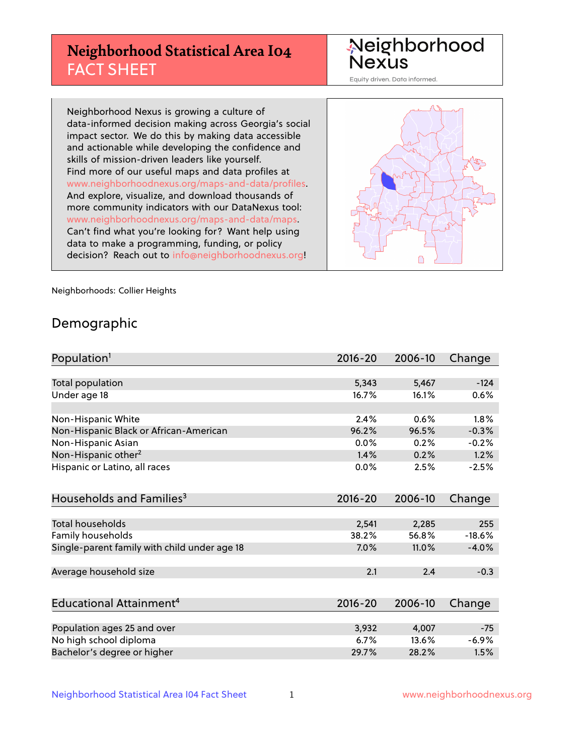# Neighborhood Statistical Area I04 FACT SHEET

Neighborhood Nexus

Equity driven. Data informed.

Neighborhood Nexus is growing a culture of data-informed decision making across Georgia's social impact sector. We do this by making data accessible and actionable while developing the confidence and skills of mission-driven leaders like yourself. Find more of our useful maps and data profiles at www.neighborhoodnexus.org/maps-and-data/profiles. And explore, visualize, and download thousands of more community indicators with our DataNexus tool: www.neighborhoodnexus.org/maps-and-data/maps. Can't find what you're looking for? Want help using data to make a programming, funding, or policy decision? Reach out to info@neighborhoodnexus.org!

Neighborhoods: Collier Heights

## Demographic

| Population[1] | 2016-20 | 2006-10 | Change |
|---|---|---|---|
| Total population | 5,343 | 5,467 | -124 |
| Under age 18 | 16.7% | 16.1% | 0.6% |
| | | | |
| Non-Hispanic White | 2.4% | 0.6% | 1.8% |
| Non-Hispanic Black or African-American | 96.2% | 96.5% | -0.3% |
| Non-Hispanic Asian | 0.0% | 0.2% | -0.2% |
| Non-Hispanic other[2] | 1.4% | 0.2% | 1.2% |
| Hispanic or Latino, all races | 0.0% | 2.5% | -2.5% |

| Households and Families[3] | 2016-20 | 2006-10 | Change |
|---|---|---|---|
| Total households | 2,541 | 2,285 | 255 |
| Family households | 38.2% | 56.8% | -18.6% |
| Single-parent family with child under age 18 | 7.0% | 11.0% | -4.0% |
| Average household size | 2.1 | 2.4 | -0.3 |

| Educational Attainment[4] | 2016-20 | 2006-10 | Change |
|---|---|---|---|
| Population ages 25 and over | 3,932 | 4,007 | -75 |
| No high school diploma | 6.7% | 13.6% | -6.9% |
| Bachelor's degree or higher | 29.7% | 28.2% | 1.5% |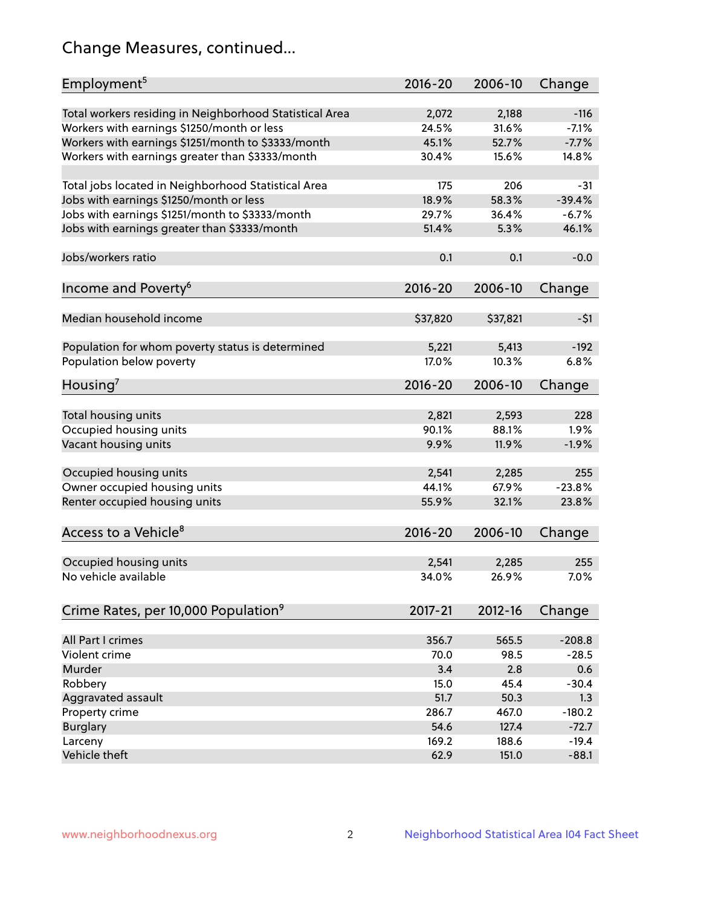# Change Measures, continued...

| Employment[5] | 2016-20 | 2006-10 | Change |
|---|---|---|---|
| Total workers residing in Neighborhood Statistical Area | 2,072 | 2,188 | -116 |
| Workers with earnings $1250/month or less | 24.5% | 31.6% | -7.1% |
| Workers with earnings $1251/month to $3333/month | 45.1% | 52.7% | -7.7% |
| Workers with earnings greater than $3333/month | 30.4% | 15.6% | 14.8% |
| | | | |
| Total jobs located in Neighborhood Statistical Area | 175 | 206 | -31 |
| Jobs with earnings $1250/month or less | 18.9% | 58.3% | -39.4% |
| Jobs with earnings $1251/month to $3333/month | 29.7% | 36.4% | -6.7% |
| Jobs with earnings greater than $3333/month | 51.4% | 5.3% | 46.1% |
| | | | |
| Jobs/workers ratio | 0.1 | 0.1 | -0.0 |

| Income and Poverty[6] | 2016-20 | 2006-10 | Change |
|---|---|---|---|
| Median household income | $37,820 | $37,821 | -$1 |
| | | | |
| Population for whom poverty status is determined | 5,221 | 5,413 | -192 |
| Population below poverty | 17.0% | 10.3% | 6.8% |

| Housing[7] | 2016-20 | 2006-10 | Change |
|---|---|---|---|
| Total housing units | 2,821 | 2,593 | 228 |
| Occupied housing units | 90.1% | 88.1% | 1.9% |
| Vacant housing units | 9.9% | 11.9% | -1.9% |
| | | | |
| Occupied housing units | 2,541 | 2,285 | 255 |
| Owner occupied housing units | 44.1% | 67.9% | -23.8% |
| Renter occupied housing units | 55.9% | 32.1% | 23.8% |

| Access to a Vehicle[8] | 2016-20 | 2006-10 | Change |
|---|---|---|---|
| Occupied housing units | 2,541 | 2,285 | 255 |
| No vehicle available | 34.0% | 26.9% | 7.0% |

| Crime Rates, per 10,000 Population[9] | 2017-21 | 2012-16 | Change |
|---|---|---|---|
| All Part I crimes | 356.7 | 565.5 | -208.8 |
| Violent crime | 70.0 | 98.5 | -28.5 |
| Murder | 3.4 | 2.8 | 0.6 |
| Robbery | 15.0 | 45.4 | -30.4 |
| Aggravated assault | 51.7 | 50.3 | 1.3 |
| Property crime | 286.7 | 467.0 | -180.2 |
| Burglary | 54.6 | 127.4 | -72.7 |
| Larceny | 169.2 | 188.6 | -19.4 |
| Vehicle theft | 62.9 | 151.0 | -88.1 |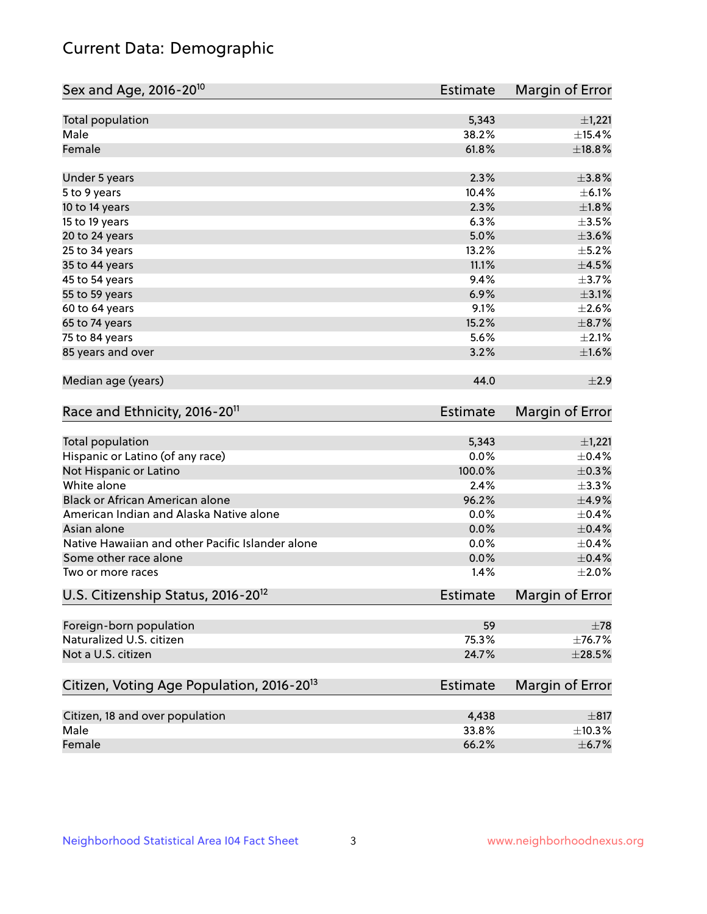# Current Data: Demographic

| Sex and Age, 2016-20[10] | Estimate | Margin of Error |
|---|---|---|
| Total population | 5,343 | ±1,221 |
| Male | 38.2% | ±15.4% |
| Female | 61.8% | ±18.8% |
| | | |
| Under 5 years | 2.3% | ±3.8% |
| 5 to 9 years | 10.4% | ±6.1% |
| 10 to 14 years | 2.3% | ±1.8% |
| 15 to 19 years | 6.3% | ±3.5% |
| 20 to 24 years | 5.0% | ±3.6% |
| 25 to 34 years | 13.2% | ±5.2% |
| 35 to 44 years | 11.1% | ±4.5% |
| 45 to 54 years | 9.4% | ±3.7% |
| 55 to 59 years | 6.9% | ±3.1% |
| 60 to 64 years | 9.1% | ±2.6% |
| 65 to 74 years | 15.2% | ±8.7% |
| 75 to 84 years | 5.6% | ±2.1% |
| 85 years and over | 3.2% | ±1.6% |
| | | |
| Median age (years) | 44.0 | ±2.9 |

| Race and Ethnicity, 2016-20[11] | Estimate | Margin of Error |
|---|---|---|
| Total population | 5,343 | ±1,221 |
| Hispanic or Latino (of any race) | 0.0% | ±0.4% |
| Not Hispanic or Latino | 100.0% | ±0.3% |
| White alone | 2.4% | ±3.3% |
| Black or African American alone | 96.2% | ±4.9% |
| American Indian and Alaska Native alone | 0.0% | ±0.4% |
| Asian alone | 0.0% | ±0.4% |
| Native Hawaiian and other Pacific Islander alone | 0.0% | ±0.4% |
| Some other race alone | 0.0% | ±0.4% |
| Two or more races | 1.4% | ±2.0% |

| U.S. Citizenship Status, 2016-20[12] | Estimate | Margin of Error |
|---|---|---|
| Foreign-born population | 59 | ±78 |
| Naturalized U.S. citizen | 75.3% | ±76.7% |
| Not a U.S. citizen | 24.7% | ±28.5% |

| Citizen, Voting Age Population, 2016-20[13] | Estimate | Margin of Error |
|---|---|---|
| Citizen, 18 and over population | 4,438 | ±817 |
| Male | 33.8% | ±10.3% |
| Female | 66.2% | ±6.7% |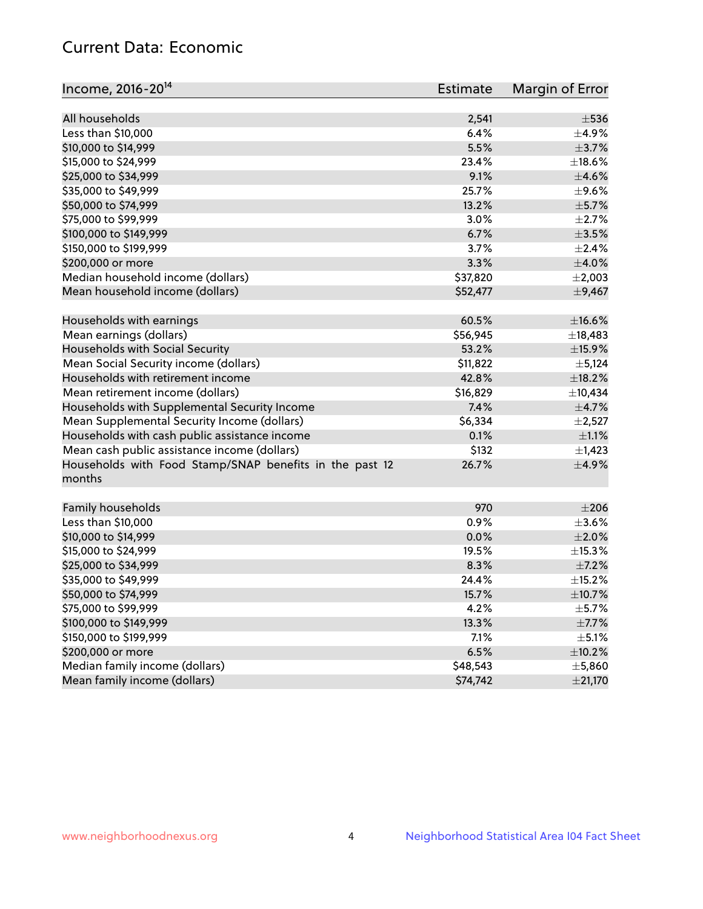## Current Data: Economic

| Income, 2016-20[14] | Estimate | Margin of Error |
|---|---|---|
| All households | 2,541 | ±536 |
| Less than $10,000 | 6.4% | ±4.9% |
| $10,000 to $14,999 | 5.5% | ±3.7% |
| $15,000 to $24,999 | 23.4% | ±18.6% |
| $25,000 to $34,999 | 9.1% | ±4.6% |
| $35,000 to $49,999 | 25.7% | ±9.6% |
| $50,000 to $74,999 | 13.2% | ±5.7% |
| $75,000 to $99,999 | 3.0% | ±2.7% |
| $100,000 to $149,999 | 6.7% | ±3.5% |
| $150,000 to $199,999 | 3.7% | ±2.4% |
| $200,000 or more | 3.3% | ±4.0% |
| Median household income (dollars) | $37,820 | ±2,003 |
| Mean household income (dollars) | $52,477 | ±9,467 |
| | | |
| Households with earnings | 60.5% | ±16.6% |
| Mean earnings (dollars) | $56,945 | ±18,483 |
| Households with Social Security | 53.2% | ±15.9% |
| Mean Social Security income (dollars) | $11,822 | ±5,124 |
| Households with retirement income | 42.8% | ±18.2% |
| Mean retirement income (dollars) | $16,829 | ±10,434 |
| Households with Supplemental Security Income | 7.4% | ±4.7% |
| Mean Supplemental Security Income (dollars) | $6,334 | ±2,527 |
| Households with cash public assistance income | 0.1% | ±1.1% |
| Mean cash public assistance income (dollars) | $132 | ±1,423 |
| Households with Food Stamp/SNAP benefits in the past 12 months | 26.7% | ±4.9% |
| | | |
| Family households | 970 | ±206 |
| Less than $10,000 | 0.9% | ±3.6% |
| $10,000 to $14,999 | 0.0% | ±2.0% |
| $15,000 to $24,999 | 19.5% | ±15.3% |
| $25,000 to $34,999 | 8.3% | ±7.2% |
| $35,000 to $49,999 | 24.4% | ±15.2% |
| $50,000 to $74,999 | 15.7% | ±10.7% |
| $75,000 to $99,999 | 4.2% | ±5.7% |
| $100,000 to $149,999 | 13.3% | ±7.7% |
| $150,000 to $199,999 | 7.1% | ±5.1% |
| $200,000 or more | 6.5% | ±10.2% |
| Median family income (dollars) | $48,543 | ±5,860 |
| Mean family income (dollars) | $74,742 | ±21,170 |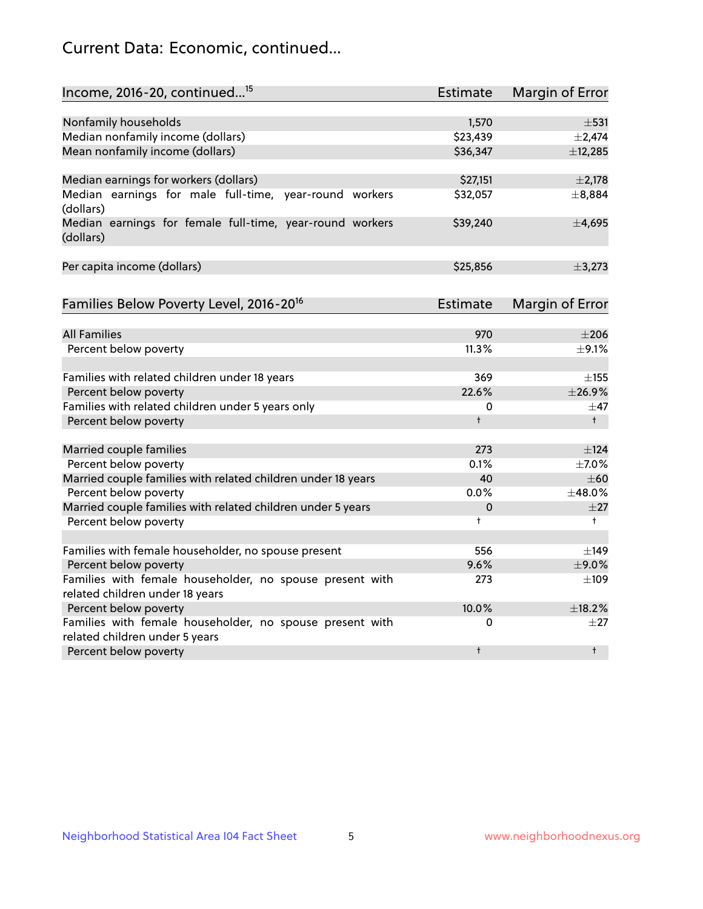# Current Data: Economic, continued...

| Income, 2016-20, continued...[15] | Estimate | Margin of Error |
|---|---|---|
| Nonfamily households | 1,570 | ±531 |
| Median nonfamily income (dollars) | $23,439 | ±2,474 |
| Mean nonfamily income (dollars) | $36,347 | ±12,285 |
| | | |
| Median earnings for workers (dollars) | $27,151 | ±2,178 |
| Median earnings for male full-time, year-round workers (dollars) | $32,057 | ±8,884 |
| Median earnings for female full-time, year-round workers (dollars) | $39,240 | ±4,695 |
| | | |
| Per capita income (dollars) | $25,856 | ±3,273 |

| Families Below Poverty Level, 2016-20[16] | Estimate | Margin of Error |
|---|---|---|
| All Families | 970 | ±206 |
| Percent below poverty | 11.3% | ±9.1% |
| | | |
| Families with related children under 18 years | 369 | ±155 |
| Percent below poverty | 22.6% | ±26.9% |
| Families with related children under 5 years only | 0 | ±47 |
| Percent below poverty | † | † |
| | | |
| Married couple families | 273 | ±124 |
| Percent below poverty | 0.1% | ±7.0% |
| Married couple families with related children under 18 years | 40 | ±60 |
| Percent below poverty | 0.0% | ±48.0% |
| Married couple families with related children under 5 years | 0 | ±27 |
| Percent below poverty | † | † |
| | | |
| Families with female householder, no spouse present | 556 | ±149 |
| Percent below poverty | 9.6% | ±9.0% |
| Families with female householder, no spouse present with related children under 18 years | 273 | ±109 |
| Percent below poverty | 10.0% | ±18.2% |
| Families with female householder, no spouse present with related children under 5 years | 0 | ±27 |
| Percent below poverty | † | † |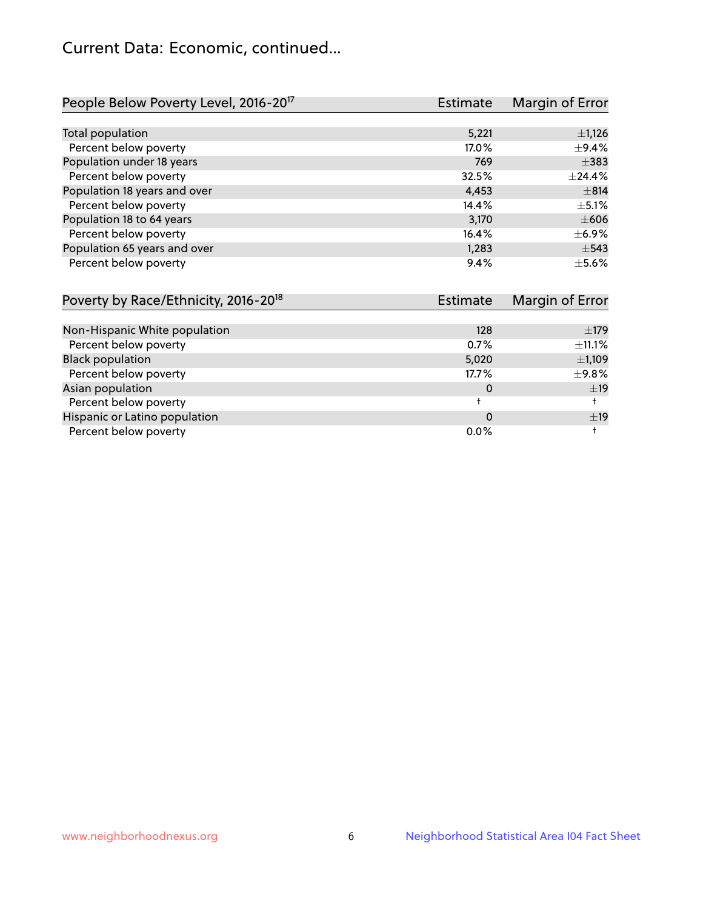## Current Data: Economic, continued...

| People Below Poverty Level, 2016-20[17] | Estimate | Margin of Error |
|---|---|---|
| Total population | 5,221 | ±1,126 |
| Percent below poverty | 17.0% | ±9.4% |
| Population under 18 years | 769 | ±383 |
| Percent below poverty | 32.5% | ±24.4% |
| Population 18 years and over | 4,453 | ±814 |
| Percent below poverty | 14.4% | ±5.1% |
| Population 18 to 64 years | 3,170 | ±606 |
| Percent below poverty | 16.4% | ±6.9% |
| Population 65 years and over | 1,283 | ±543 |
| Percent below poverty | 9.4% | ±5.6% |

| Poverty by Race/Ethnicity, 2016-20[18] | Estimate | Margin of Error |
|---|---|---|
| Non-Hispanic White population | 128 | ±179 |
| Percent below poverty | 0.7% | ±11.1% |
| Black population | 5,020 | ±1,109 |
| Percent below poverty | 17.7% | ±9.8% |
| Asian population | 0 | ±19 |
| Percent below poverty | † | † |
| Hispanic or Latino population | 0 | ±19 |
| Percent below poverty | 0.0% | † |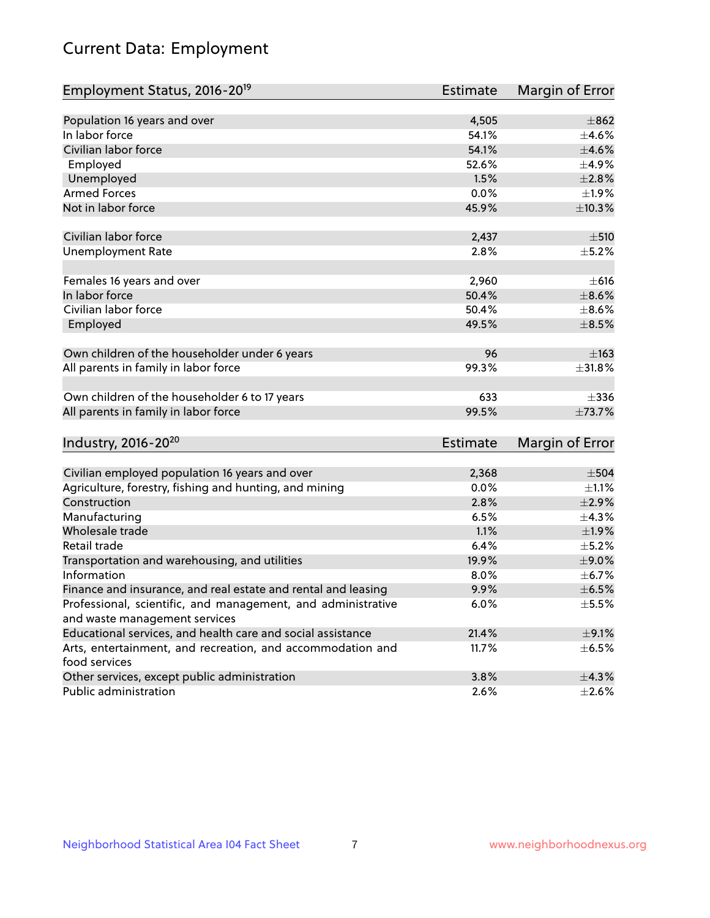# Current Data: Employment

| Employment Status, 2016-20[19] | Estimate | Margin of Error |
|---|---|---|
| Population 16 years and over | 4,505 | ±862 |
| In labor force | 54.1% | ±4.6% |
| Civilian labor force | 54.1% | ±4.6% |
| Employed | 52.6% | ±4.9% |
| Unemployed | 1.5% | ±2.8% |
| Armed Forces | 0.0% | ±1.9% |
| Not in labor force | 45.9% | ±10.3% |
| | | |
| Civilian labor force | 2,437 | ±510 |
| Unemployment Rate | 2.8% | ±5.2% |
| | | |
| Females 16 years and over | 2,960 | ±616 |
| In labor force | 50.4% | ±8.6% |
| Civilian labor force | 50.4% | ±8.6% |
| Employed | 49.5% | ±8.5% |
| | | |
| Own children of the householder under 6 years | 96 | ±163 |
| All parents in family in labor force | 99.3% | ±31.8% |
| | | |
| Own children of the householder 6 to 17 years | 633 | ±336 |
| All parents in family in labor force | 99.5% | ±73.7% |

| Industry, 2016-20[20] | Estimate | Margin of Error |
|---|---|---|
| Civilian employed population 16 years and over | 2,368 | ±504 |
| Agriculture, forestry, fishing and hunting, and mining | 0.0% | ±1.1% |
| Construction | 2.8% | ±2.9% |
| Manufacturing | 6.5% | ±4.3% |
| Wholesale trade | 1.1% | ±1.9% |
| Retail trade | 6.4% | ±5.2% |
| Transportation and warehousing, and utilities | 19.9% | ±9.0% |
| Information | 8.0% | ±6.7% |
| Finance and insurance, and real estate and rental and leasing | 9.9% | ±6.5% |
| Professional, scientific, and management, and administrative and waste management services | 6.0% | ±5.5% |
| Educational services, and health care and social assistance | 21.4% | ±9.1% |
| Arts, entertainment, and recreation, and accommodation and food services | 11.7% | ±6.5% |
| Other services, except public administration | 3.8% | ±4.3% |
| Public administration | 2.6% | ±2.6% |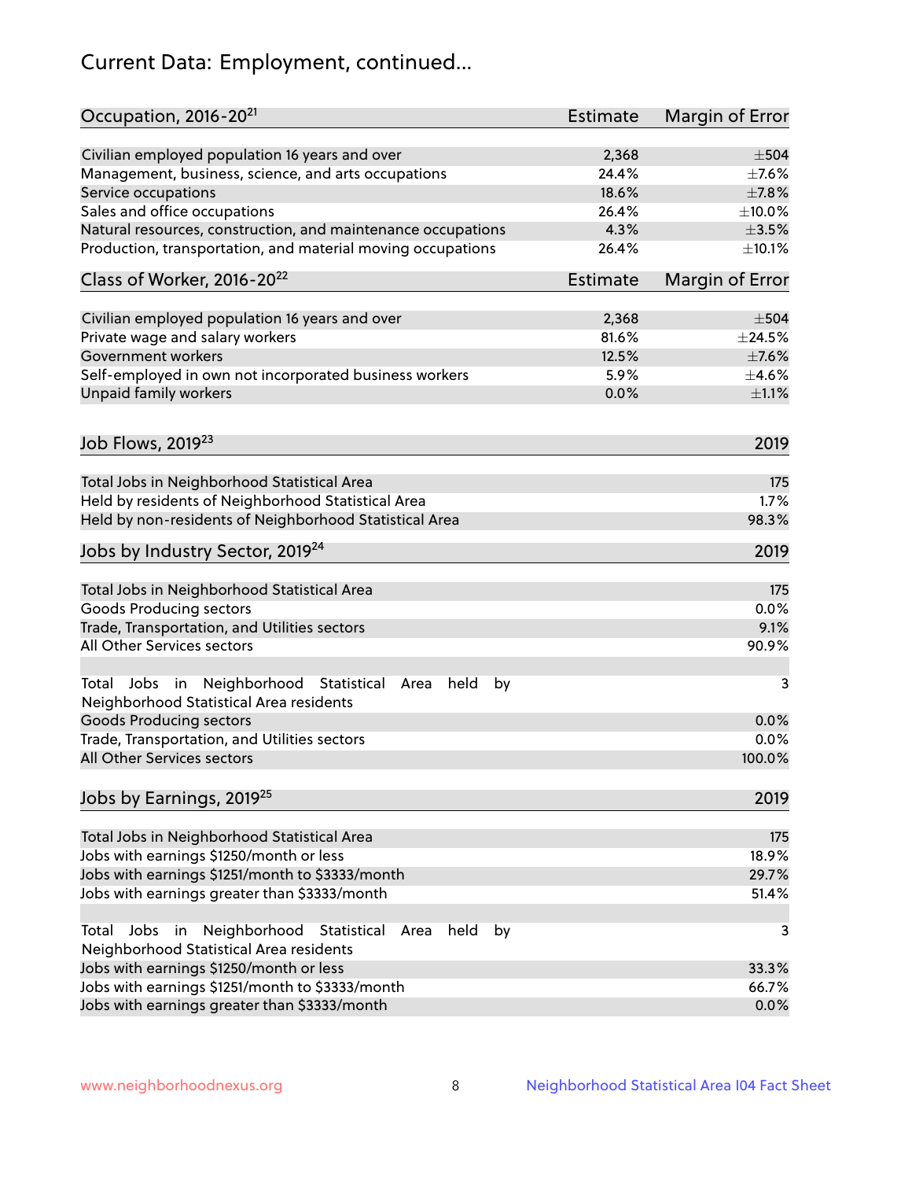# Current Data: Employment, continued...

| Occupation, 2016-20[21] | Estimate | Margin of Error |
|---|---|---|
| Civilian employed population 16 years and over | 2,368 | ±504 |
| Management, business, science, and arts occupations | 24.4% | ±7.6% |
| Service occupations | 18.6% | ±7.8% |
| Sales and office occupations | 26.4% | ±10.0% |
| Natural resources, construction, and maintenance occupations | 4.3% | ±3.5% |
| Production, transportation, and material moving occupations | 26.4% | ±10.1% |

| Class of Worker, 2016-20[22] | Estimate | Margin of Error |
|---|---|---|
| Civilian employed population 16 years and over | 2,368 | ±504 |
| Private wage and salary workers | 81.6% | ±24.5% |
| Government workers | 12.5% | ±7.6% |
| Self-employed in own not incorporated business workers | 5.9% | ±4.6% |
| Unpaid family workers | 0.0% | ±1.1% |

| Job Flows, 2019[23] | 2019 |
|---|---|
| Total Jobs in Neighborhood Statistical Area | 175 |
| Held by residents of Neighborhood Statistical Area | 1.7% |
| Held by non-residents of Neighborhood Statistical Area | 98.3% |

| Jobs by Industry Sector, 2019[24] | 2019 |
|---|---|
| Total Jobs in Neighborhood Statistical Area | 175 |
| Goods Producing sectors | 0.0% |
| Trade, Transportation, and Utilities sectors | 9.1% |
| All Other Services sectors | 90.9% |
| | |
| Total Jobs in Neighborhood Statistical Area held by Neighborhood Statistical Area residents | 3 |
| Goods Producing sectors | 0.0% |
| Trade, Transportation, and Utilities sectors | 0.0% |
| All Other Services sectors | 100.0% |

| Jobs by Earnings, 2019[25] | 2019 |
|---|---|
| Total Jobs in Neighborhood Statistical Area | 175 |
| Jobs with earnings $1250/month or less | 18.9% |
| Jobs with earnings $1251/month to $3333/month | 29.7% |
| Jobs with earnings greater than $3333/month | 51.4% |
| | |
| Total Jobs in Neighborhood Statistical Area held by Neighborhood Statistical Area residents | 3 |
| Jobs with earnings $1250/month or less | 33.3% |
| Jobs with earnings $1251/month to $3333/month | 66.7% |
| Jobs with earnings greater than $3333/month | 0.0% |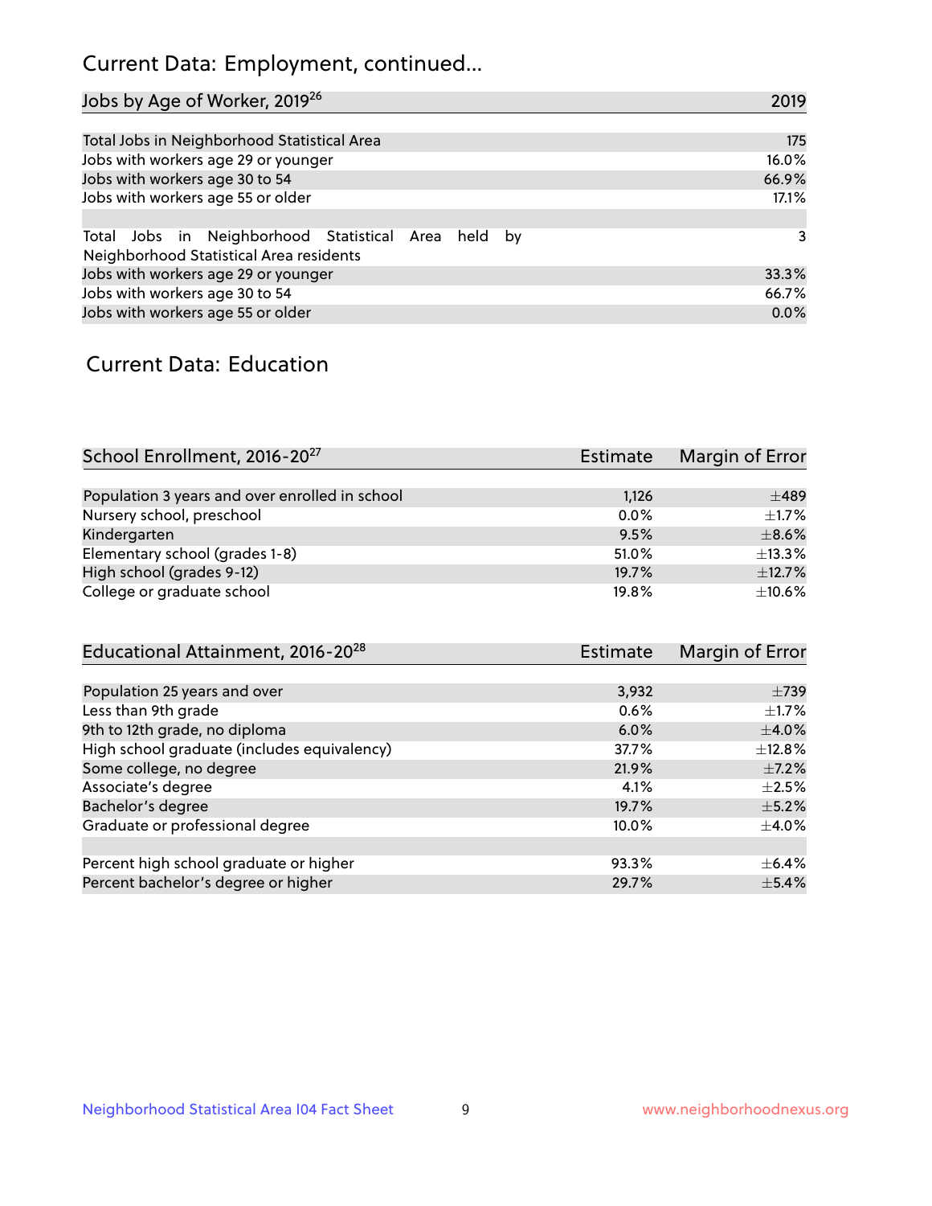# Current Data: Employment, continued...

| Jobs by Age of Worker, 2019[26] | 2019 |
|---|---|
| Total Jobs in Neighborhood Statistical Area | 175 |
| Jobs with workers age 29 or younger | 16.0% |
| Jobs with workers age 30 to 54 | 66.9% |
| Jobs with workers age 55 or older | 17.1% |
| | |
| Total Jobs in Neighborhood Statistical Area held by Neighborhood Statistical Area residents | 3 |
| Jobs with workers age 29 or younger | 33.3% |
| Jobs with workers age 30 to 54 | 66.7% |
| Jobs with workers age 55 or older | 0.0% |

# Current Data: Education

| School Enrollment, 2016-20[27] | Estimate | Margin of Error |
|---|---|---|
| Population 3 years and over enrolled in school | 1,126 | ±489 |
| Nursery school, preschool | 0.0% | ±1.7% |
| Kindergarten | 9.5% | ±8.6% |
| Elementary school (grades 1-8) | 51.0% | ±13.3% |
| High school (grades 9-12) | 19.7% | ±12.7% |
| College or graduate school | 19.8% | ±10.6% |

| Educational Attainment, 2016-20[28] | Estimate | Margin of Error |
|---|---|---|
| Population 25 years and over | 3,932 | ±739 |
| Less than 9th grade | 0.6% | ±1.7% |
| 9th to 12th grade, no diploma | 6.0% | ±4.0% |
| High school graduate (includes equivalency) | 37.7% | ±12.8% |
| Some college, no degree | 21.9% | ±7.2% |
| Associate's degree | 4.1% | ±2.5% |
| Bachelor's degree | 19.7% | ±5.2% |
| Graduate or professional degree | 10.0% | ±4.0% |
| | | |
| Percent high school graduate or higher | 93.3% | ±6.4% |
| Percent bachelor's degree or higher | 29.7% | ±5.4% |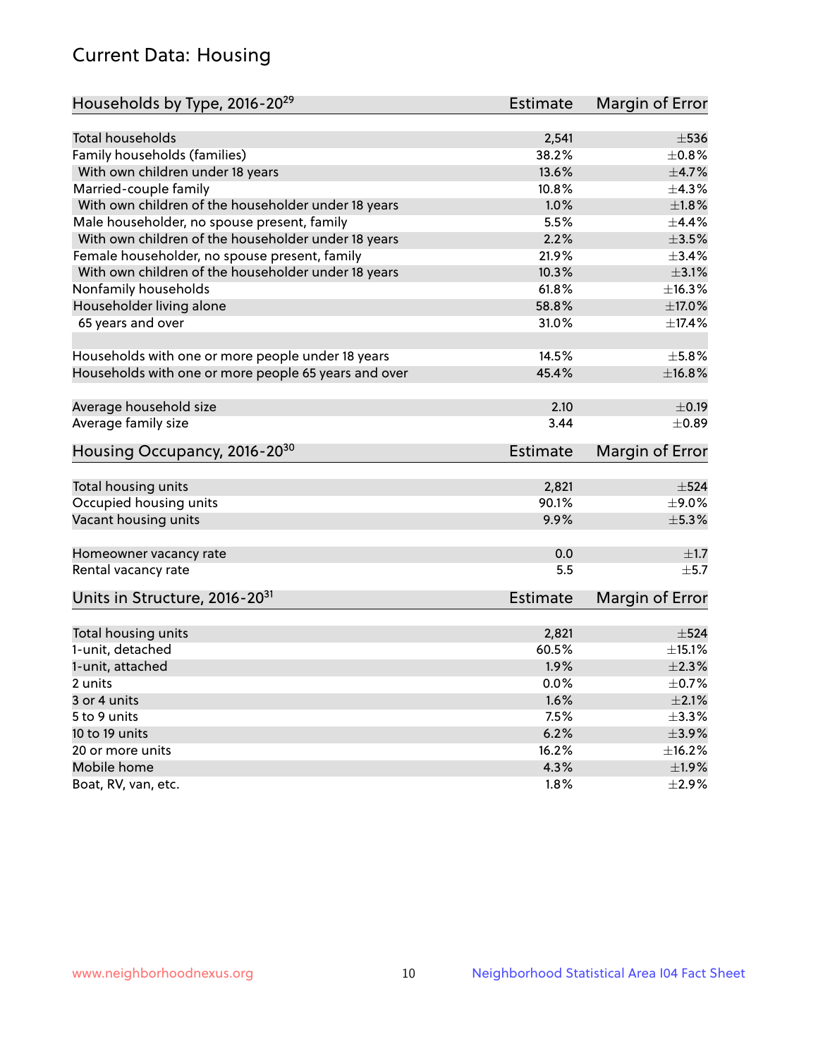# Current Data: Housing

| Households by Type, 2016-20[29] | Estimate | Margin of Error |
|---|---|---|
| Total households | 2,541 | ±536 |
| Family households (families) | 38.2% | ±0.8% |
| With own children under 18 years | 13.6% | ±4.7% |
| Married-couple family | 10.8% | ±4.3% |
| With own children of the householder under 18 years | 1.0% | ±1.8% |
| Male householder, no spouse present, family | 5.5% | ±4.4% |
| With own children of the householder under 18 years | 2.2% | ±3.5% |
| Female householder, no spouse present, family | 21.9% | ±3.4% |
| With own children of the householder under 18 years | 10.3% | ±3.1% |
| Nonfamily households | 61.8% | ±16.3% |
| Householder living alone | 58.8% | ±17.0% |
| 65 years and over | 31.0% | ±17.4% |
| Households with one or more people under 18 years | 14.5% | ±5.8% |
| Households with one or more people 65 years and over | 45.4% | ±16.8% |
| Average household size | 2.10 | ±0.19 |
| Average family size | 3.44 | ±0.89 |

| Housing Occupancy, 2016-20[30] | Estimate | Margin of Error |
|---|---|---|
| Total housing units | 2,821 | ±524 |
| Occupied housing units | 90.1% | ±9.0% |
| Vacant housing units | 9.9% | ±5.3% |
| Homeowner vacancy rate | 0.0 | ±1.7 |
| Rental vacancy rate | 5.5 | ±5.7 |

| Units in Structure, 2016-20[31] | Estimate | Margin of Error |
|---|---|---|
| Total housing units | 2,821 | ±524 |
| 1-unit, detached | 60.5% | ±15.1% |
| 1-unit, attached | 1.9% | ±2.3% |
| 2 units | 0.0% | ±0.7% |
| 3 or 4 units | 1.6% | ±2.1% |
| 5 to 9 units | 7.5% | ±3.3% |
| 10 to 19 units | 6.2% | ±3.9% |
| 20 or more units | 16.2% | ±16.2% |
| Mobile home | 4.3% | ±1.9% |
| Boat, RV, van, etc. | 1.8% | ±2.9% |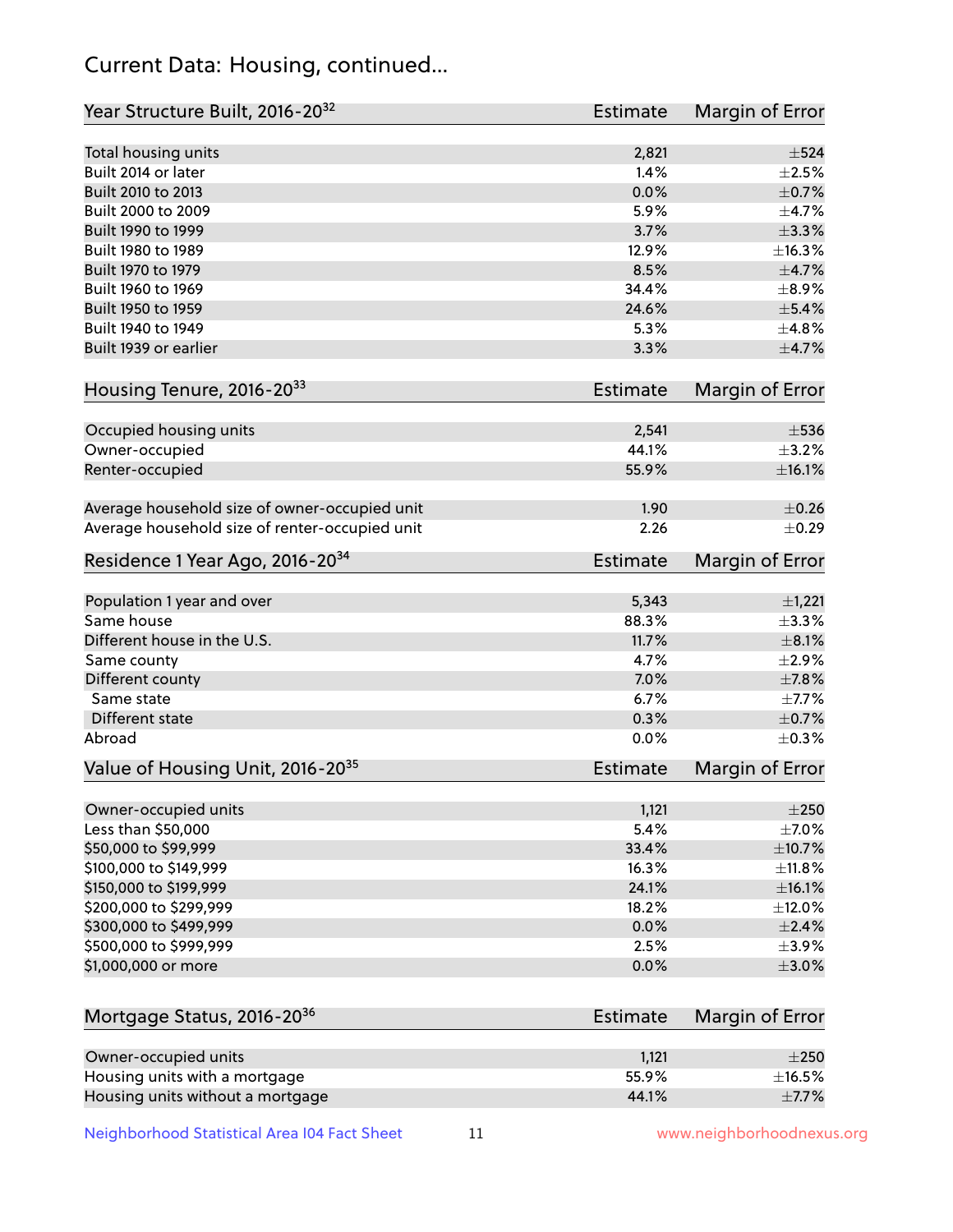## Current Data: Housing, continued...

| Year Structure Built, 2016-20[32] | Estimate | Margin of Error |
|---|---|---|
| Total housing units | 2,821 | ±524 |
| Built 2014 or later | 1.4% | ±2.5% |
| Built 2010 to 2013 | 0.0% | ±0.7% |
| Built 2000 to 2009 | 5.9% | ±4.7% |
| Built 1990 to 1999 | 3.7% | ±3.3% |
| Built 1980 to 1989 | 12.9% | ±16.3% |
| Built 1970 to 1979 | 8.5% | ±4.7% |
| Built 1960 to 1969 | 34.4% | ±8.9% |
| Built 1950 to 1959 | 24.6% | ±5.4% |
| Built 1940 to 1949 | 5.3% | ±4.8% |
| Built 1939 or earlier | 3.3% | ±4.7% |

| Housing Tenure, 2016-20[33] | Estimate | Margin of Error |
|---|---|---|
| Occupied housing units | 2,541 | ±536 |
| Owner-occupied | 44.1% | ±3.2% |
| Renter-occupied | 55.9% | ±16.1% |
| Average household size of owner-occupied unit | 1.90 | ±0.26 |
| Average household size of renter-occupied unit | 2.26 | ±0.29 |

| Residence 1 Year Ago, 2016-20[34] | Estimate | Margin of Error |
|---|---|---|
| Population 1 year and over | 5,343 | ±1,221 |
| Same house | 88.3% | ±3.3% |
| Different house in the U.S. | 11.7% | ±8.1% |
| Same county | 4.7% | ±2.9% |
| Different county | 7.0% | ±7.8% |
| Same state | 6.7% | ±7.7% |
| Different state | 0.3% | ±0.7% |
| Abroad | 0.0% | ±0.3% |

| Value of Housing Unit, 2016-20[35] | Estimate | Margin of Error |
|---|---|---|
| Owner-occupied units | 1,121 | ±250 |
| Less than $50,000 | 5.4% | ±7.0% |
| $50,000 to $99,999 | 33.4% | ±10.7% |
| $100,000 to $149,999 | 16.3% | ±11.8% |
| $150,000 to $199,999 | 24.1% | ±16.1% |
| $200,000 to $299,999 | 18.2% | ±12.0% |
| $300,000 to $499,999 | 0.0% | ±2.4% |
| $500,000 to $999,999 | 2.5% | ±3.9% |
| $1,000,000 or more | 0.0% | ±3.0% |

| Mortgage Status, 2016-20[36] | Estimate | Margin of Error |
|---|---|---|
| Owner-occupied units | 1,121 | ±250 |
| Housing units with a mortgage | 55.9% | ±16.5% |
| Housing units without a mortgage | 44.1% | ±7.7% |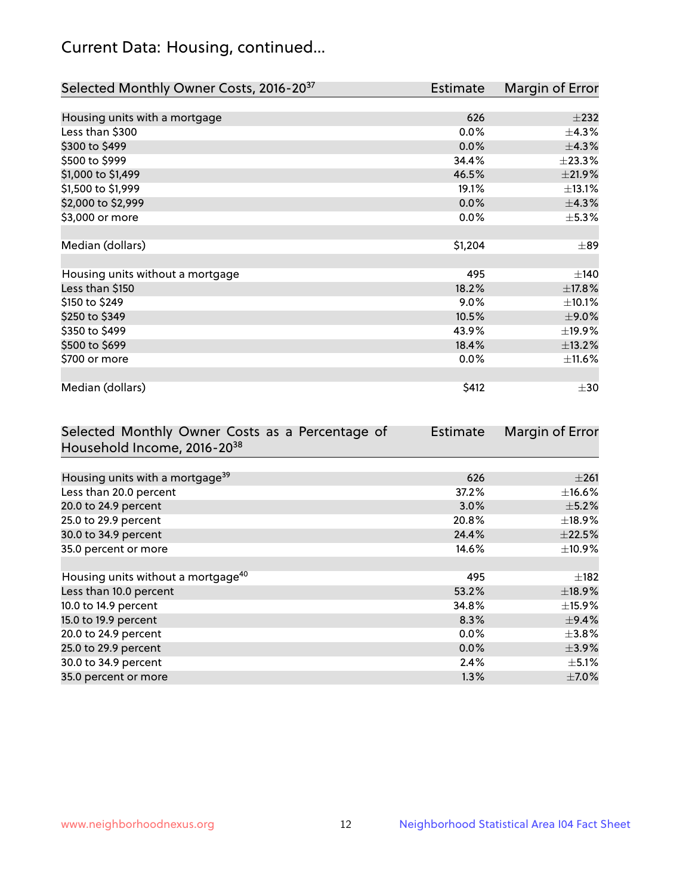## Current Data: Housing, continued...

| Selected Monthly Owner Costs, 2016-20[37] | Estimate | Margin of Error |
|---|---|---|
| Housing units with a mortgage | 626 | ±232 |
| Less than $300 | 0.0% | ±4.3% |
| $300 to $499 | 0.0% | ±4.3% |
| $500 to $999 | 34.4% | ±23.3% |
| $1,000 to $1,499 | 46.5% | ±21.9% |
| $1,500 to $1,999 | 19.1% | ±13.1% |
| $2,000 to $2,999 | 0.0% | ±4.3% |
| $3,000 or more | 0.0% | ±5.3% |
| | | |
| Median (dollars) | $1,204 | ±89 |
| | | |
| Housing units without a mortgage | 495 | ±140 |
| Less than $150 | 18.2% | ±17.8% |
| $150 to $249 | 9.0% | ±10.1% |
| $250 to $349 | 10.5% | ±9.0% |
| $350 to $499 | 43.9% | ±19.9% |
| $500 to $699 | 18.4% | ±13.2% |
| $700 or more | 0.0% | ±11.6% |
| | | |
| Median (dollars) | $412 | ±30 |

| Selected Monthly Owner Costs as a Percentage of Household Income, 2016-20[38] | Estimate | Margin of Error |
|---|---|---|
| Housing units with a mortgage[39] | 626 | ±261 |
| Less than 20.0 percent | 37.2% | ±16.6% |
| 20.0 to 24.9 percent | 3.0% | ±5.2% |
| 25.0 to 29.9 percent | 20.8% | ±18.9% |
| 30.0 to 34.9 percent | 24.4% | ±22.5% |
| 35.0 percent or more | 14.6% | ±10.9% |
| | | |
| Housing units without a mortgage[40] | 495 | ±182 |
| Less than 10.0 percent | 53.2% | ±18.9% |
| 10.0 to 14.9 percent | 34.8% | ±15.9% |
| 15.0 to 19.9 percent | 8.3% | ±9.4% |
| 20.0 to 24.9 percent | 0.0% | ±3.8% |
| 25.0 to 29.9 percent | 0.0% | ±3.9% |
| 30.0 to 34.9 percent | 2.4% | ±5.1% |
| 35.0 percent or more | 1.3% | ±7.0% |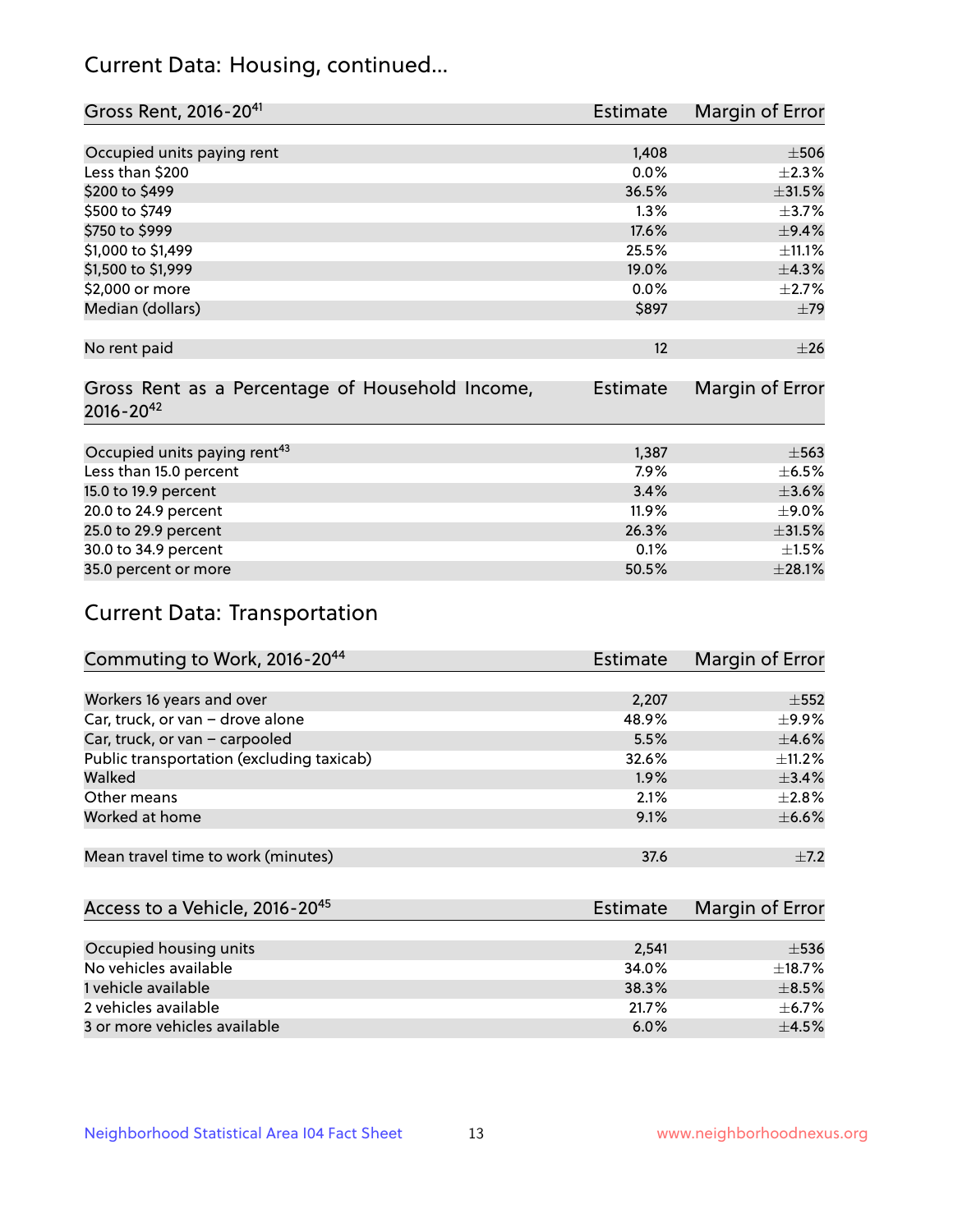## Current Data: Housing, continued...

| Gross Rent, 2016-20[41] | Estimate | Margin of Error |
|---|---|---|
| Occupied units paying rent | 1,408 | ±506 |
| Less than $200 | 0.0% | ±2.3% |
| $200 to $499 | 36.5% | ±31.5% |
| $500 to $749 | 1.3% | ±3.7% |
| $750 to $999 | 17.6% | ±9.4% |
| $1,000 to $1,499 | 25.5% | ±11.1% |
| $1,500 to $1,999 | 19.0% | ±4.3% |
| $2,000 or more | 0.0% | ±2.7% |
| Median (dollars) | $897 | ±79 |
| No rent paid | 12 | ±26 |

| Gross Rent as a Percentage of Household Income, 2016-20[42] | Estimate | Margin of Error |
|---|---|---|
| Occupied units paying rent[43] | 1,387 | ±563 |
| Less than 15.0 percent | 7.9% | ±6.5% |
| 15.0 to 19.9 percent | 3.4% | ±3.6% |
| 20.0 to 24.9 percent | 11.9% | ±9.0% |
| 25.0 to 29.9 percent | 26.3% | ±31.5% |
| 30.0 to 34.9 percent | 0.1% | ±1.5% |
| 35.0 percent or more | 50.5% | ±28.1% |

## Current Data: Transportation

| Commuting to Work, 2016-20[44] | Estimate | Margin of Error |
|---|---|---|
| Workers 16 years and over | 2,207 | ±552 |
| Car, truck, or van – drove alone | 48.9% | ±9.9% |
| Car, truck, or van – carpooled | 5.5% | ±4.6% |
| Public transportation (excluding taxicab) | 32.6% | ±11.2% |
| Walked | 1.9% | ±3.4% |
| Other means | 2.1% | ±2.8% |
| Worked at home | 9.1% | ±6.6% |
| Mean travel time to work (minutes) | 37.6 | ±7.2 |

| Access to a Vehicle, 2016-20[45] | Estimate | Margin of Error |
|---|---|---|
| Occupied housing units | 2,541 | ±536 |
| No vehicles available | 34.0% | ±18.7% |
| 1 vehicle available | 38.3% | ±8.5% |
| 2 vehicles available | 21.7% | ±6.7% |
| 3 or more vehicles available | 6.0% | ±4.5% |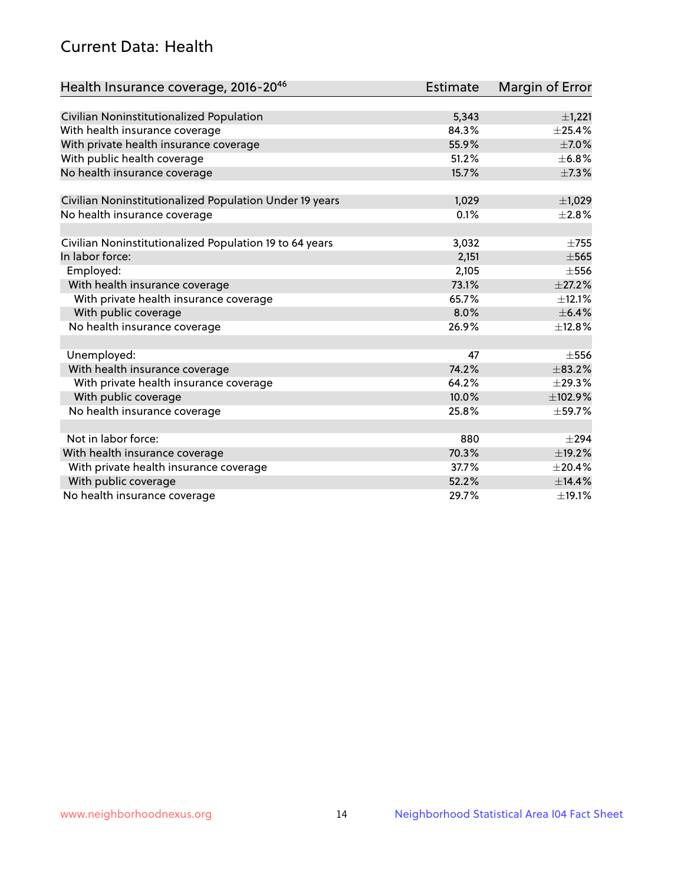## Current Data: Health

| Health Insurance coverage, 2016-20[46] | Estimate | Margin of Error |
|---|---|---|
| Civilian Noninstitutionalized Population | 5,343 | ±1,221 |
| With health insurance coverage | 84.3% | ±25.4% |
| With private health insurance coverage | 55.9% | ±7.0% |
| With public health coverage | 51.2% | ±6.8% |
| No health insurance coverage | 15.7% | ±7.3% |
| | | |
| Civilian Noninstitutionalized Population Under 19 years | 1,029 | ±1,029 |
| No health insurance coverage | 0.1% | ±2.8% |
| | | |
| Civilian Noninstitutionalized Population 19 to 64 years | 3,032 | ±755 |
| In labor force: | 2,151 | ±565 |
| Employed: | 2,105 | ±556 |
| With health insurance coverage | 73.1% | ±27.2% |
| With private health insurance coverage | 65.7% | ±12.1% |
| With public coverage | 8.0% | ±6.4% |
| No health insurance coverage | 26.9% | ±12.8% |
| | | |
| Unemployed: | 47 | ±556 |
| With health insurance coverage | 74.2% | ±83.2% |
| With private health insurance coverage | 64.2% | ±29.3% |
| With public coverage | 10.0% | ±102.9% |
| No health insurance coverage | 25.8% | ±59.7% |
| | | |
| Not in labor force: | 880 | ±294 |
| With health insurance coverage | 70.3% | ±19.2% |
| With private health insurance coverage | 37.7% | ±20.4% |
| With public coverage | 52.2% | ±14.4% |
| No health insurance coverage | 29.7% | ±19.1% |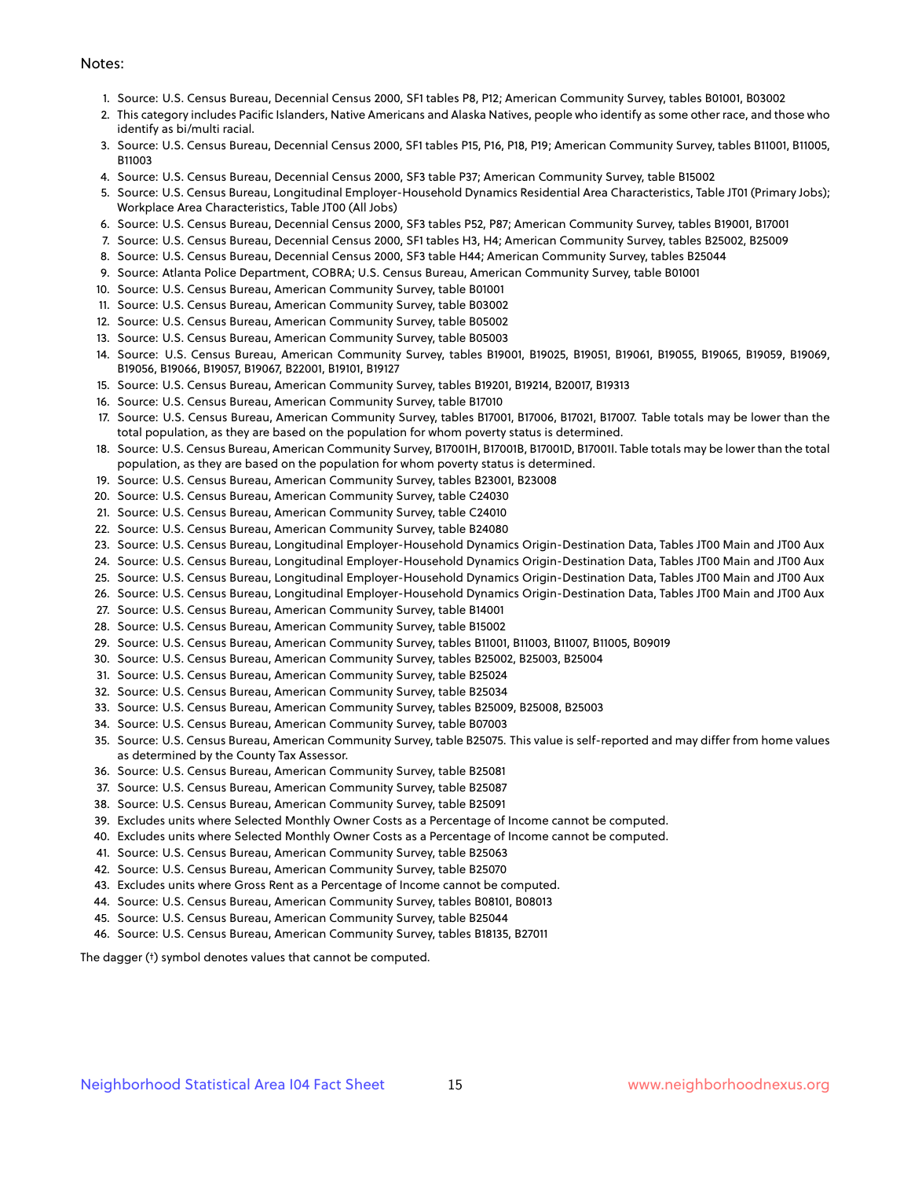Notes:

1. Source: U.S. Census Bureau, Decennial Census 2000, SF1 tables P8, P12; American Community Survey, tables B01001, B03002
2. This category includes Pacific Islanders, Native Americans and Alaska Natives, people who identify as some other race, and those who identify as bi/multi racial.
3. Source: U.S. Census Bureau, Decennial Census 2000, SF1 tables P15, P16, P18, P19; American Community Survey, tables B11001, B11005, B11003
4. Source: U.S. Census Bureau, Decennial Census 2000, SF3 table P37; American Community Survey, table B15002
5. Source: U.S. Census Bureau, Longitudinal Employer-Household Dynamics Residential Area Characteristics, Table JT01 (Primary Jobs); Workplace Area Characteristics, Table JT00 (All Jobs)
6. Source: U.S. Census Bureau, Decennial Census 2000, SF3 tables P52, P87; American Community Survey, tables B19001, B17001
7. Source: U.S. Census Bureau, Decennial Census 2000, SF1 tables H3, H4; American Community Survey, tables B25002, B25009
8. Source: U.S. Census Bureau, Decennial Census 2000, SF3 table H44; American Community Survey, tables B25044
9. Source: Atlanta Police Department, COBRA; U.S. Census Bureau, American Community Survey, table B01001
10. Source: U.S. Census Bureau, American Community Survey, table B01001
11. Source: U.S. Census Bureau, American Community Survey, table B03002
12. Source: U.S. Census Bureau, American Community Survey, table B05002
13. Source: U.S. Census Bureau, American Community Survey, table B05003
14. Source: U.S. Census Bureau, American Community Survey, tables B19001, B19025, B19051, B19061, B19055, B19065, B19059, B19069, B19056, B19066, B19057, B19067, B22001, B19101, B19127
15. Source: U.S. Census Bureau, American Community Survey, tables B19201, B19214, B20017, B19313
16. Source: U.S. Census Bureau, American Community Survey, table B17010
17. Source: U.S. Census Bureau, American Community Survey, tables B17001, B17006, B17021, B17007. Table totals may be lower than the total population, as they are based on the population for whom poverty status is determined.
18. Source: U.S. Census Bureau, American Community Survey, B17001H, B17001B, B17001D, B17001I. Table totals may be lower than the total population, as they are based on the population for whom poverty status is determined.
19. Source: U.S. Census Bureau, American Community Survey, tables B23001, B23008
20. Source: U.S. Census Bureau, American Community Survey, table C24030
21. Source: U.S. Census Bureau, American Community Survey, table C24010
22. Source: U.S. Census Bureau, American Community Survey, table B24080
23. Source: U.S. Census Bureau, Longitudinal Employer-Household Dynamics Origin-Destination Data, Tables JT00 Main and JT00 Aux
24. Source: U.S. Census Bureau, Longitudinal Employer-Household Dynamics Origin-Destination Data, Tables JT00 Main and JT00 Aux
25. Source: U.S. Census Bureau, Longitudinal Employer-Household Dynamics Origin-Destination Data, Tables JT00 Main and JT00 Aux
26. Source: U.S. Census Bureau, Longitudinal Employer-Household Dynamics Origin-Destination Data, Tables JT00 Main and JT00 Aux
27. Source: U.S. Census Bureau, American Community Survey, table B14001
28. Source: U.S. Census Bureau, American Community Survey, table B15002
29. Source: U.S. Census Bureau, American Community Survey, tables B11001, B11003, B11007, B11005, B09019
30. Source: U.S. Census Bureau, American Community Survey, tables B25002, B25003, B25004
31. Source: U.S. Census Bureau, American Community Survey, table B25024
32. Source: U.S. Census Bureau, American Community Survey, table B25034
33. Source: U.S. Census Bureau, American Community Survey, tables B25009, B25008, B25003
34. Source: U.S. Census Bureau, American Community Survey, table B07003
35. Source: U.S. Census Bureau, American Community Survey, table B25075. This value is self-reported and may differ from home values as determined by the County Tax Assessor.
36. Source: U.S. Census Bureau, American Community Survey, table B25081
37. Source: U.S. Census Bureau, American Community Survey, table B25087
38. Source: U.S. Census Bureau, American Community Survey, table B25091
39. Excludes units where Selected Monthly Owner Costs as a Percentage of Income cannot be computed.
40. Excludes units where Selected Monthly Owner Costs as a Percentage of Income cannot be computed.
41. Source: U.S. Census Bureau, American Community Survey, table B25063
42. Source: U.S. Census Bureau, American Community Survey, table B25070
43. Excludes units where Gross Rent as a Percentage of Income cannot be computed.
44. Source: U.S. Census Bureau, American Community Survey, tables B08101, B08013
45. Source: U.S. Census Bureau, American Community Survey, table B25044
46. Source: U.S. Census Bureau, American Community Survey, tables B18135, B27011

The dagger (†) symbol denotes values that cannot be computed.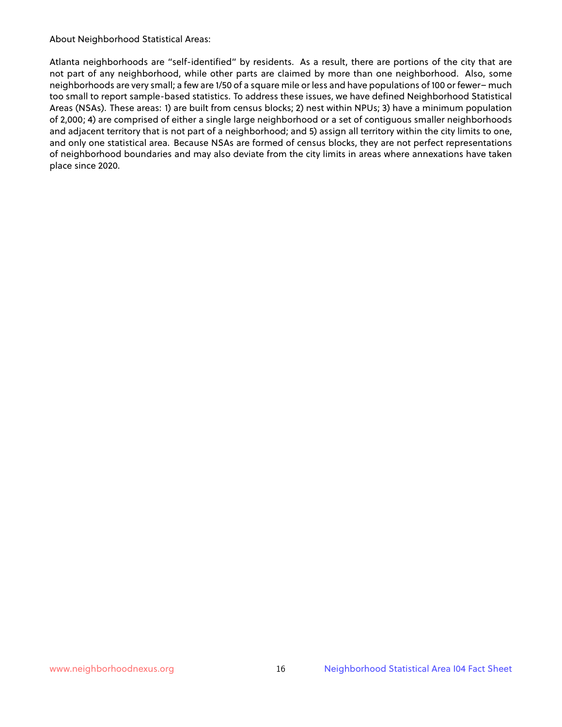About Neighborhood Statistical Areas:

Atlanta neighborhoods are "self-identified" by residents. As a result, there are portions of the city that are not part of any neighborhood, while other parts are claimed by more than one neighborhood. Also, some neighborhoods are very small; a few are 1/50 of a square mile or less and have populations of 100 or fewer– much too small to report sample-based statistics. To address these issues, we have defined Neighborhood Statistical Areas (NSAs). These areas: 1) are built from census blocks; 2) nest within NPUs; 3) have a minimum population of 2,000; 4) are comprised of either a single large neighborhood or a set of contiguous smaller neighborhoods and adjacent territory that is not part of a neighborhood; and 5) assign all territory within the city limits to one, and only one statistical area. Because NSAs are formed of census blocks, they are not perfect representations of neighborhood boundaries and may also deviate from the city limits in areas where annexations have taken place since 2020.